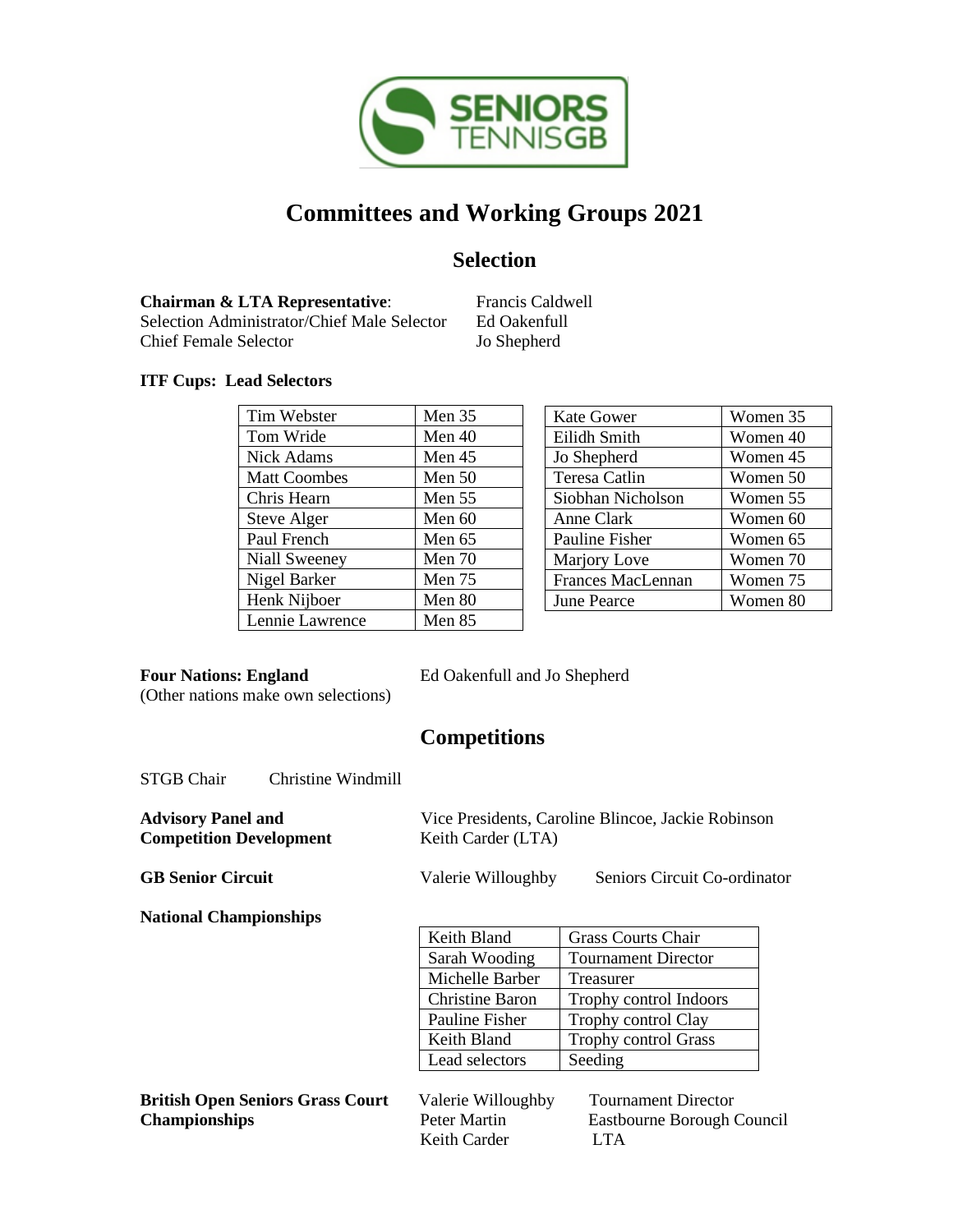# Committees and Working Groups 2021

## Selection

**Chairman & LTA Representative**: Francis Caldwell
Selection Administrator/Chief Male Selector Ed Oakenfull
Chief Female Selector Jo Shepherd

**ITF Cups: Lead Selectors**

| Tim Webster | Men 35 |
|---|---|
| Tom Wride | Men 40 |
| Nick Adams | Men 45 |
| Matt Coombes | Men 50 |
| Chris Hearn | Men 55 |
| Steve Alger | Men 60 |
| Paul French | Men 65 |
| Niall Sweeney | Men 70 |
| Nigel Barker | Men 75 |
| Henk Nijboer | Men 80 |
| Lennie Lawrence | Men 85 |

| Kate Gower | Women 35 |
|---|---|
| Eilidh Smith | Women 40 |
| Jo Shepherd | Women 45 |
| Teresa Catlin | Women 50 |
| Siobhan Nicholson | Women 55 |
| Anne Clark | Women 60 |
| Pauline Fisher | Women 65 |
| Marjory Love | Women 70 |
| Frances MacLennan | Women 75 |
| June Pearce | Women 80 |

**Four Nations: England** Ed Oakenfull and Jo Shepherd
(Other nations make own selections)

## Competitions

STGB Chair Christine Windmill

**Advisory Panel and Competition Development** Vice Presidents, Caroline Blincoe, Jackie Robinson, Keith Carder (LTA)

**GB Senior Circuit** Valerie Willoughby Seniors Circuit Co-ordinator

**National Championships**

| Keith Bland | Grass Courts Chair |
|---|---|
| Sarah Wooding | Tournament Director |
| Michelle Barber | Treasurer |
| Christine Baron | Trophy control Indoors |
| Pauline Fisher | Trophy control Clay |
| Keith Bland | Trophy control Grass |
| Lead selectors | Seeding |

**British Open Seniors Grass Court Championships**

Valerie Willoughby Tournament Director
Peter Martin Eastbourne Borough Council
Keith Carder LTA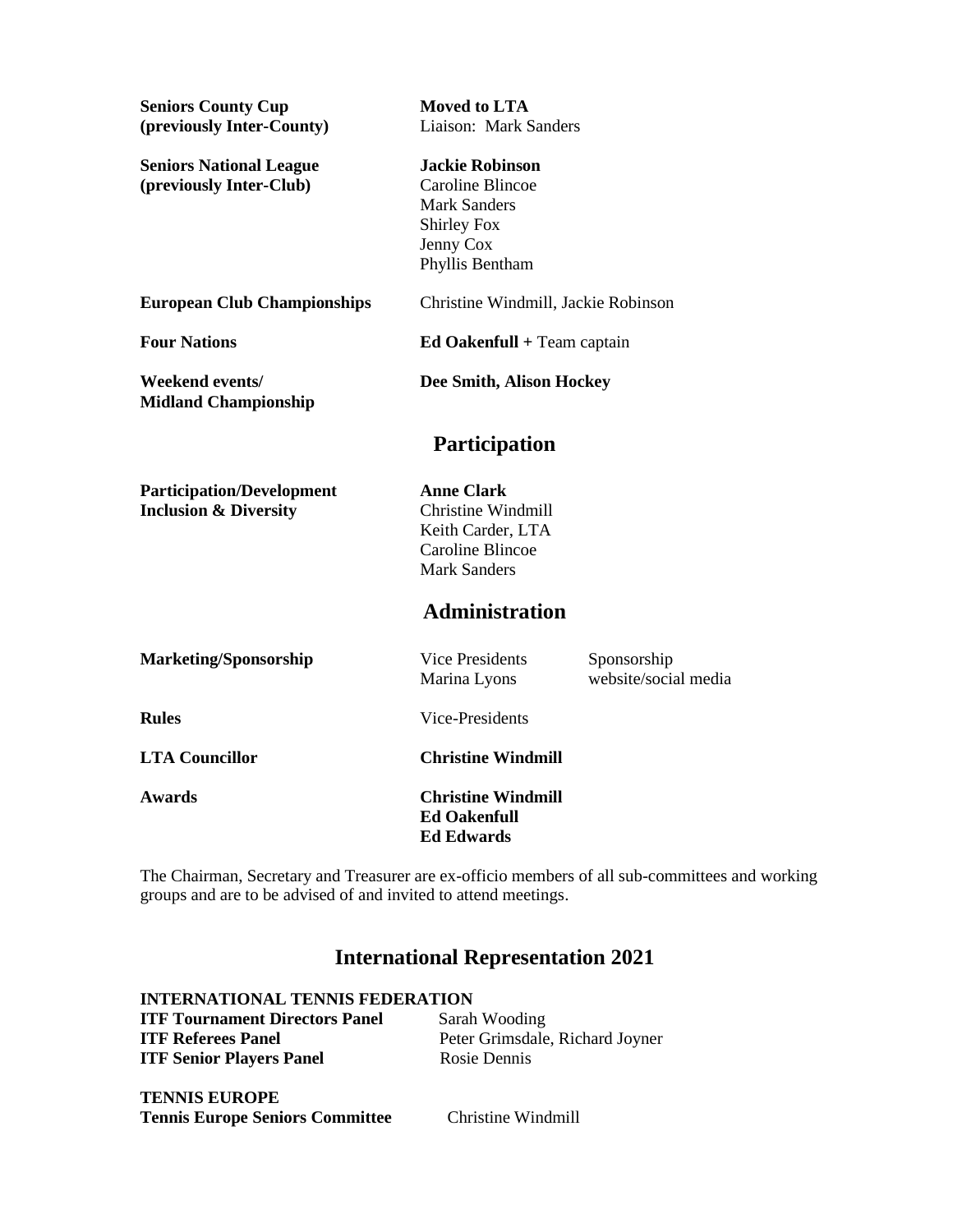| | | |
|---|---|---|
| **Seniors County Cup (previously Inter-County)** | **Moved to LTA** Liaison: Mark Sanders | |
| **Seniors National League (previously Inter-Club)** | **Jackie Robinson** Caroline Blincoe Mark Sanders Shirley Fox Jenny Cox Phyllis Bentham | |
| **European Club Championships** | Christine Windmill, Jackie Robinson | |
| **Four Nations** | **Ed Oakenfull +** Team captain | |
| **Weekend events/ Midland Championship** | **Dee Smith, Alison Hockey** | |

## Participation

| | |
|---|---|
| **Participation/Development Inclusion & Diversity** | **Anne Clark** Christine Windmill Keith Carder, LTA Caroline Blincoe Mark Sanders |

## Administration

| | | |
|---|---|---|
| **Marketing/Sponsorship** | Vice Presidents | Sponsorship |
| | Marina Lyons | website/social media |
| **Rules** | Vice-Presidents | |
| **LTA Councillor** | **Christine Windmill** | |
| **Awards** | **Christine Windmill** **Ed Oakenfull** **Ed Edwards** | |

The Chairman, Secretary and Treasurer are ex-officio members of all sub-committees and working groups and are to be advised of and invited to attend meetings.

## International Representation 2021

**INTERNATIONAL TENNIS FEDERATION**

| | |
|---|---|
| **ITF Tournament Directors Panel** | Sarah Wooding |
| **ITF Referees Panel** | Peter Grimsdale, Richard Joyner |
| **ITF Senior Players Panel** | Rosie Dennis |

**TENNIS EUROPE**

| | |
|---|---|
| **Tennis Europe Seniors Committee** | Christine Windmill |